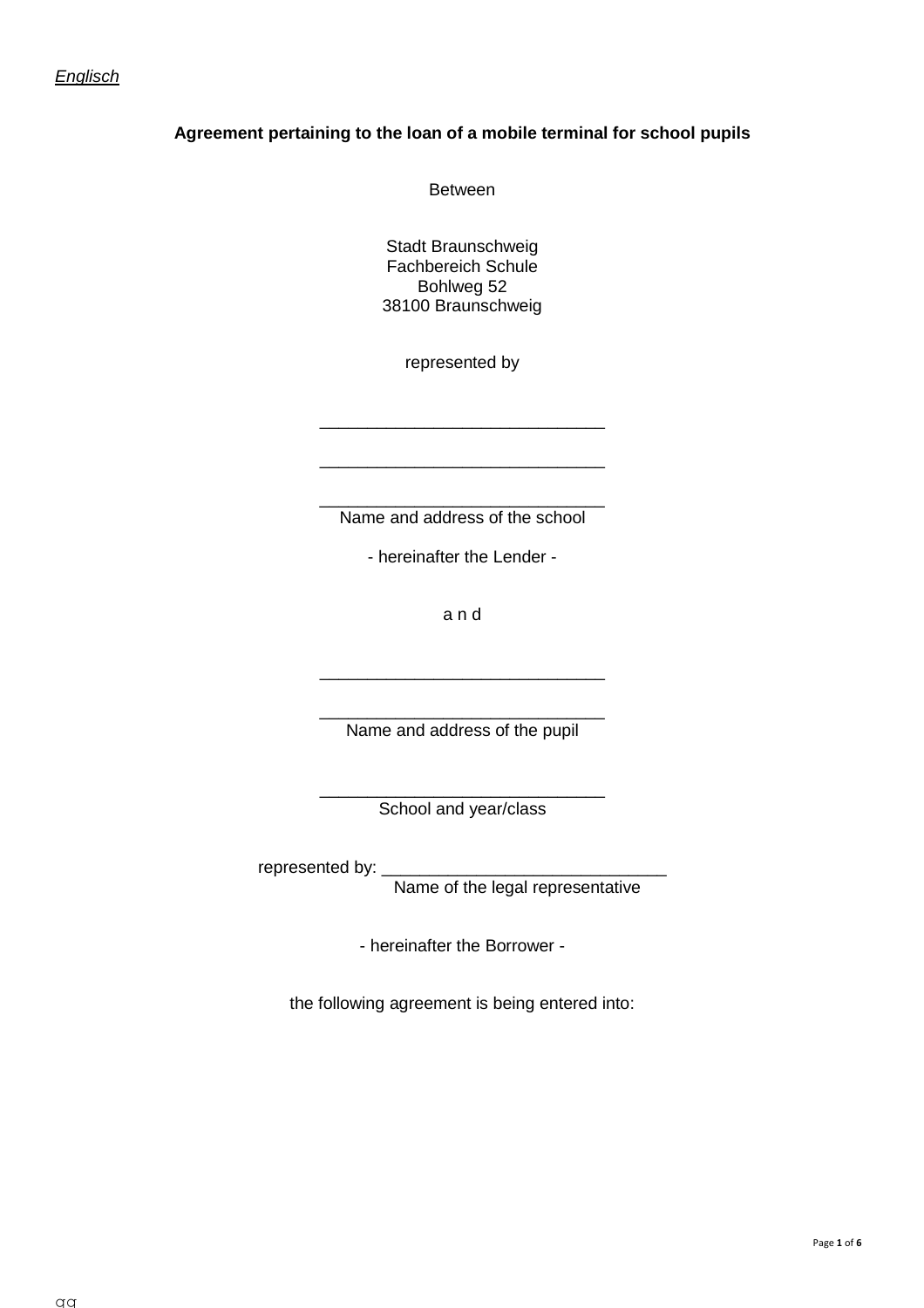*Englisch*

**Agreement pertaining to the loan of a mobile terminal for school pupils**

Between

Stadt Braunschweig
Fachbereich Schule
Bohlweg 52
38100 Braunschweig

represented by

______________________________

______________________________

______________________________
Name and address of the school

- hereinafter the Lender -

a n d

______________________________

______________________________
Name and address of the pupil

______________________________
School and year/class

represented by: ______________________________
Name of the legal representative

- hereinafter the Borrower -

the following agreement is being entered into: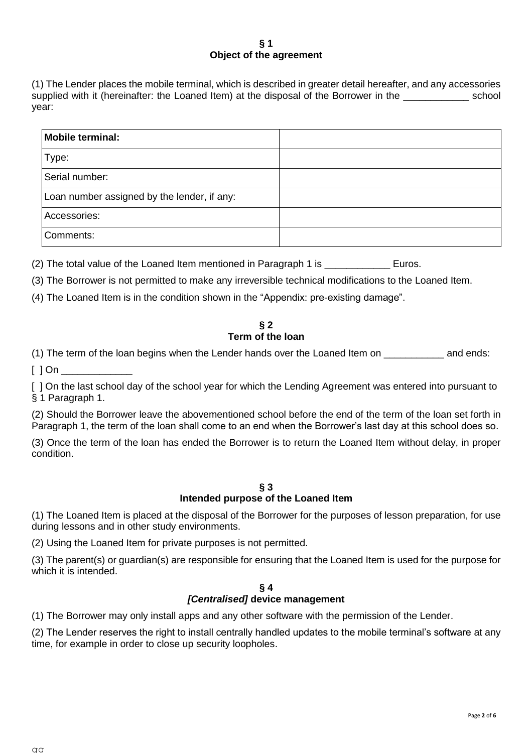## § 1
## Object of the agreement

(1) The Lender places the mobile terminal, which is described in greater detail hereafter, and any accessories supplied with it (hereinafter: the Loaned Item) at the disposal of the Borrower in the ____________ school year:

| **Mobile terminal:** | |
|---|---|
| Type: | |
| Serial number: | |
| Loan number assigned by the lender, if any: | |
| Accessories: | |
| Comments: | |

(2) The total value of the Loaned Item mentioned in Paragraph 1 is ____________ Euros.

(3) The Borrower is not permitted to make any irreversible technical modifications to the Loaned Item.

(4) The Loaned Item is in the condition shown in the "Appendix: pre-existing damage".

## § 2
## Term of the loan

(1) The term of the loan begins when the Lender hands over the Loaned Item on ___________ and ends:

[ ] On _____________

[ ] On the last school day of the school year for which the Lending Agreement was entered into pursuant to § 1 Paragraph 1.

(2) Should the Borrower leave the abovementioned school before the end of the term of the loan set forth in Paragraph 1, the term of the loan shall come to an end when the Borrower's last day at this school does so.

(3) Once the term of the loan has ended the Borrower is to return the Loaned Item without delay, in proper condition.

## § 3
## Intended purpose of the Loaned Item

(1) The Loaned Item is placed at the disposal of the Borrower for the purposes of lesson preparation, for use during lessons and in other study environments.

(2) Using the Loaned Item for private purposes is not permitted.

(3) The parent(s) or guardian(s) are responsible for ensuring that the Loaned Item is used for the purpose for which it is intended.

## § 4
## *[Centralised]* device management

(1) The Borrower may only install apps and any other software with the permission of the Lender.

(2) The Lender reserves the right to install centrally handled updates to the mobile terminal's software at any time, for example in order to close up security loopholes.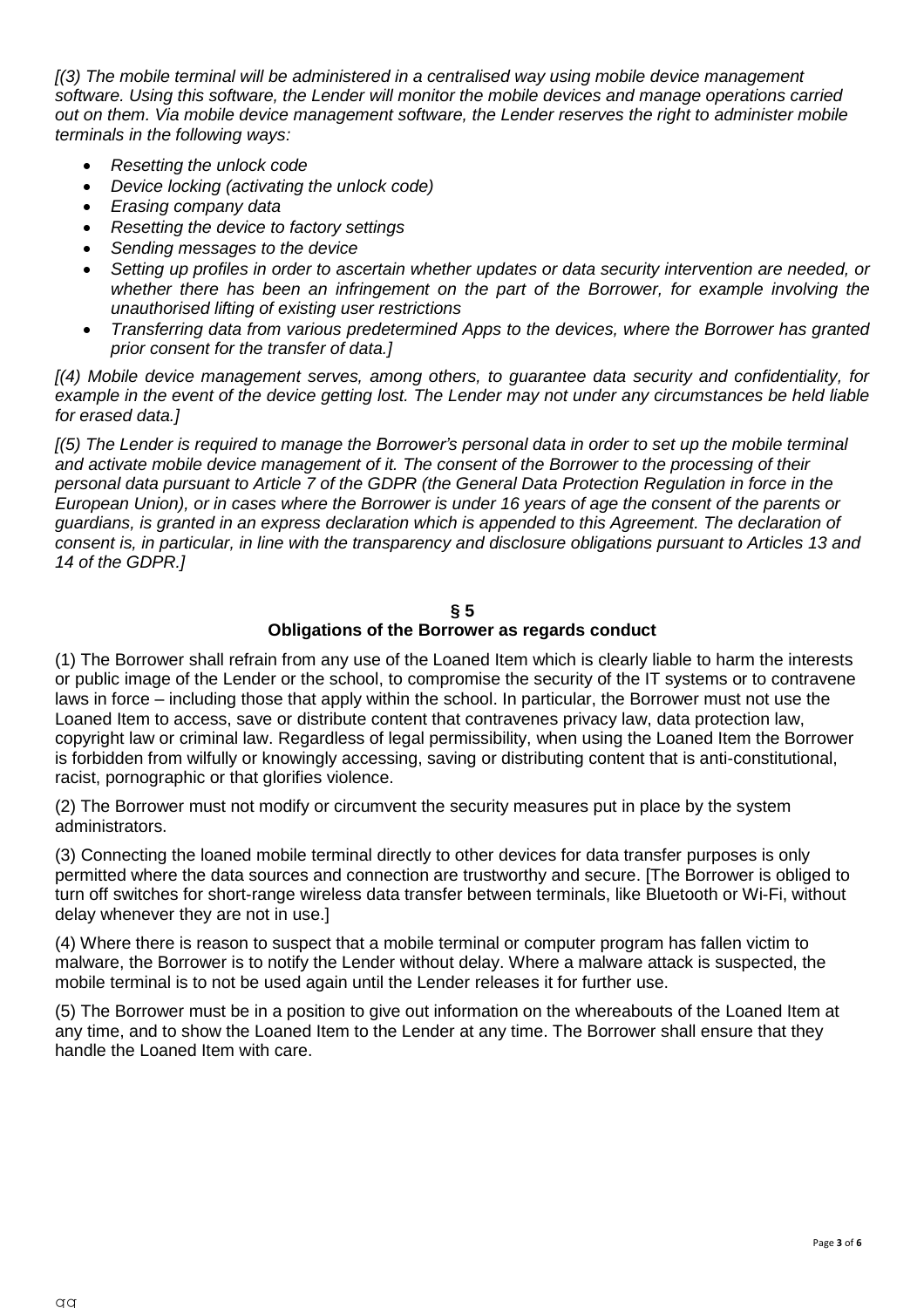*[(3) The mobile terminal will be administered in a centralised way using mobile device management software. Using this software, the Lender will monitor the mobile devices and manage operations carried out on them. Via mobile device management software, the Lender reserves the right to administer mobile terminals in the following ways:*

- *Resetting the unlock code*
- *Device locking (activating the unlock code)*
- *Erasing company data*
- *Resetting the device to factory settings*
- *Sending messages to the device*
- *Setting up profiles in order to ascertain whether updates or data security intervention are needed, or whether there has been an infringement on the part of the Borrower, for example involving the unauthorised lifting of existing user restrictions*
- *Transferring data from various predetermined Apps to the devices, where the Borrower has granted prior consent for the transfer of data.]*

*[(4) Mobile device management serves, among others, to guarantee data security and confidentiality, for example in the event of the device getting lost. The Lender may not under any circumstances be held liable for erased data.]*

*[(5) The Lender is required to manage the Borrower's personal data in order to set up the mobile terminal and activate mobile device management of it. The consent of the Borrower to the processing of their personal data pursuant to Article 7 of the GDPR (the General Data Protection Regulation in force in the European Union), or in cases where the Borrower is under 16 years of age the consent of the parents or guardians, is granted in an express declaration which is appended to this Agreement. The declaration of consent is, in particular, in line with the transparency and disclosure obligations pursuant to Articles 13 and 14 of the GDPR.]*

## § 5
## Obligations of the Borrower as regards conduct

(1) The Borrower shall refrain from any use of the Loaned Item which is clearly liable to harm the interests or public image of the Lender or the school, to compromise the security of the IT systems or to contravene laws in force – including those that apply within the school. In particular, the Borrower must not use the Loaned Item to access, save or distribute content that contravenes privacy law, data protection law, copyright law or criminal law. Regardless of legal permissibility, when using the Loaned Item the Borrower is forbidden from wilfully or knowingly accessing, saving or distributing content that is anti-constitutional, racist, pornographic or that glorifies violence.

(2) The Borrower must not modify or circumvent the security measures put in place by the system administrators.

(3) Connecting the loaned mobile terminal directly to other devices for data transfer purposes is only permitted where the data sources and connection are trustworthy and secure. [The Borrower is obliged to turn off switches for short-range wireless data transfer between terminals, like Bluetooth or Wi-Fi, without delay whenever they are not in use.]

(4) Where there is reason to suspect that a mobile terminal or computer program has fallen victim to malware, the Borrower is to notify the Lender without delay. Where a malware attack is suspected, the mobile terminal is to not be used again until the Lender releases it for further use.

(5) The Borrower must be in a position to give out information on the whereabouts of the Loaned Item at any time, and to show the Loaned Item to the Lender at any time. The Borrower shall ensure that they handle the Loaned Item with care.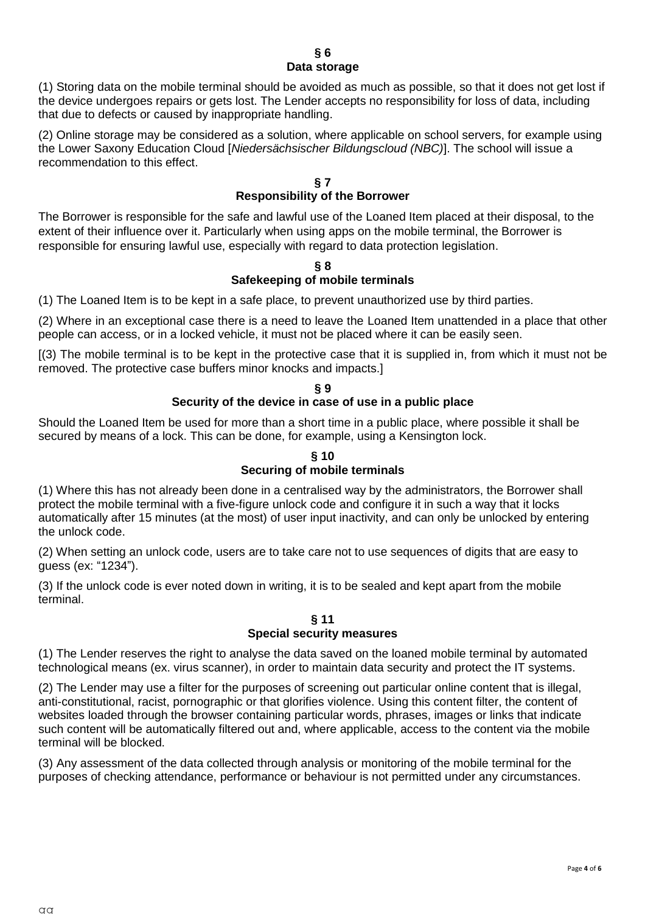## § 6
## Data storage

(1) Storing data on the mobile terminal should be avoided as much as possible, so that it does not get lost if the device undergoes repairs or gets lost. The Lender accepts no responsibility for loss of data, including that due to defects or caused by inappropriate handling.

(2) Online storage may be considered as a solution, where applicable on school servers, for example using the Lower Saxony Education Cloud [*Niedersächsischer Bildungscloud (NBC)*]. The school will issue a recommendation to this effect.

## § 7
## Responsibility of the Borrower

The Borrower is responsible for the safe and lawful use of the Loaned Item placed at their disposal, to the extent of their influence over it. Particularly when using apps on the mobile terminal, the Borrower is responsible for ensuring lawful use, especially with regard to data protection legislation.

## § 8
## Safekeeping of mobile terminals

(1) The Loaned Item is to be kept in a safe place, to prevent unauthorized use by third parties.

(2) Where in an exceptional case there is a need to leave the Loaned Item unattended in a place that other people can access, or in a locked vehicle, it must not be placed where it can be easily seen.

[(3) The mobile terminal is to be kept in the protective case that it is supplied in, from which it must not be removed. The protective case buffers minor knocks and impacts.]

## § 9
## Security of the device in case of use in a public place

Should the Loaned Item be used for more than a short time in a public place, where possible it shall be secured by means of a lock. This can be done, for example, using a Kensington lock.

## § 10
## Securing of mobile terminals

(1) Where this has not already been done in a centralised way by the administrators, the Borrower shall protect the mobile terminal with a five-figure unlock code and configure it in such a way that it locks automatically after 15 minutes (at the most) of user input inactivity, and can only be unlocked by entering the unlock code.

(2) When setting an unlock code, users are to take care not to use sequences of digits that are easy to guess (ex: "1234").

(3) If the unlock code is ever noted down in writing, it is to be sealed and kept apart from the mobile terminal.

## § 11
## Special security measures

(1) The Lender reserves the right to analyse the data saved on the loaned mobile terminal by automated technological means (ex. virus scanner), in order to maintain data security and protect the IT systems.

(2) The Lender may use a filter for the purposes of screening out particular online content that is illegal, anti-constitutional, racist, pornographic or that glorifies violence. Using this content filter, the content of websites loaded through the browser containing particular words, phrases, images or links that indicate such content will be automatically filtered out and, where applicable, access to the content via the mobile terminal will be blocked.

(3) Any assessment of the data collected through analysis or monitoring of the mobile terminal for the purposes of checking attendance, performance or behaviour is not permitted under any circumstances.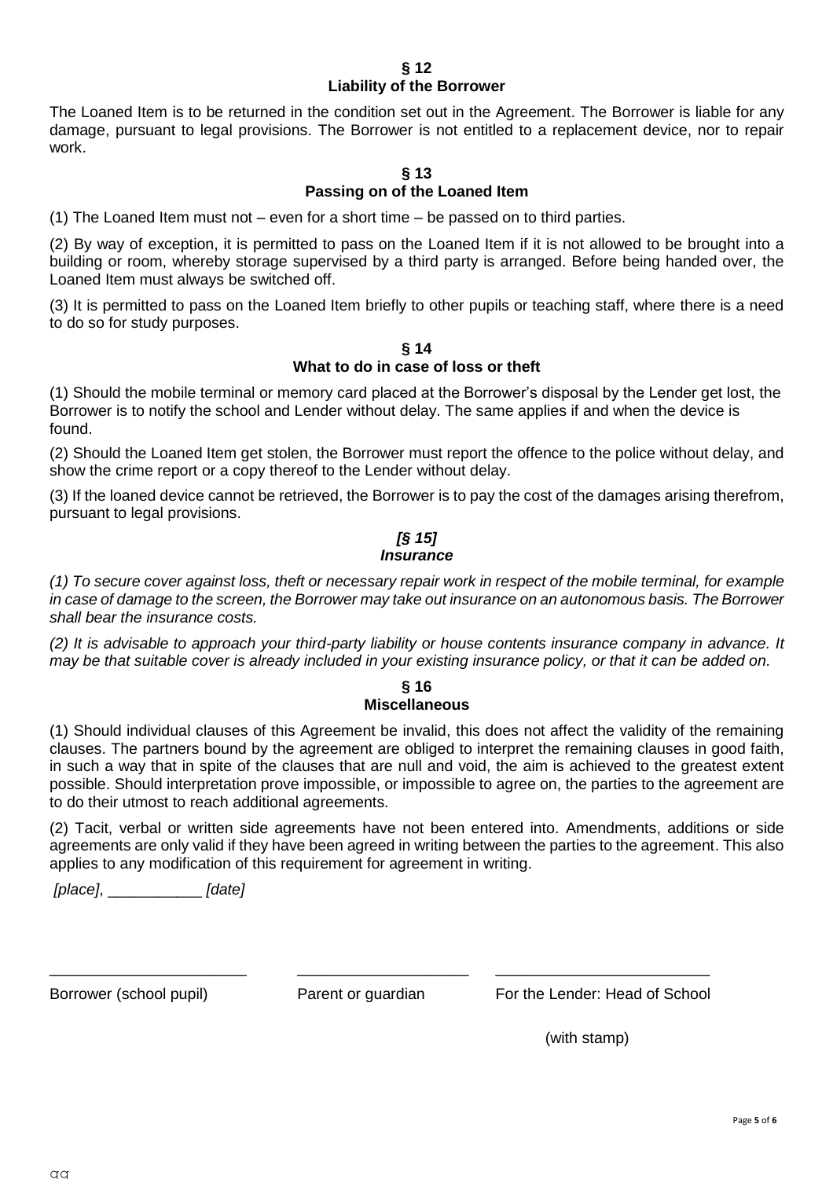## § 12
## Liability of the Borrower

The Loaned Item is to be returned in the condition set out in the Agreement. The Borrower is liable for any damage, pursuant to legal provisions. The Borrower is not entitled to a replacement device, nor to repair work.

## § 13
## Passing on of the Loaned Item

(1) The Loaned Item must not – even for a short time – be passed on to third parties.

(2) By way of exception, it is permitted to pass on the Loaned Item if it is not allowed to be brought into a building or room, whereby storage supervised by a third party is arranged. Before being handed over, the Loaned Item must always be switched off.

(3) It is permitted to pass on the Loaned Item briefly to other pupils or teaching staff, where there is a need to do so for study purposes.

## § 14
## What to do in case of loss or theft

(1) Should the mobile terminal or memory card placed at the Borrower's disposal by the Lender get lost, the Borrower is to notify the school and Lender without delay. The same applies if and when the device is found.

(2) Should the Loaned Item get stolen, the Borrower must report the offence to the police without delay, and show the crime report or a copy thereof to the Lender without delay.

(3) If the loaned device cannot be retrieved, the Borrower is to pay the cost of the damages arising therefrom, pursuant to legal provisions.

## *[§ 15]*
## *Insurance*

*(1) To secure cover against loss, theft or necessary repair work in respect of the mobile terminal, for example in case of damage to the screen, the Borrower may take out insurance on an autonomous basis. The Borrower shall bear the insurance costs.*

*(2) It is advisable to approach your third-party liability or house contents insurance company in advance. It may be that suitable cover is already included in your existing insurance policy, or that it can be added on.*

## § 16
## Miscellaneous

(1) Should individual clauses of this Agreement be invalid, this does not affect the validity of the remaining clauses. The partners bound by the agreement are obliged to interpret the remaining clauses in good faith, in such a way that in spite of the clauses that are null and void, the aim is achieved to the greatest extent possible. Should interpretation prove impossible, or impossible to agree on, the parties to the agreement are to do their utmost to reach additional agreements.

(2) Tacit, verbal or written side agreements have not been entered into. Amendments, additions or side agreements are only valid if they have been agreed in writing between the parties to the agreement. This also applies to any modification of this requirement for agreement in writing.

*[place]*, ___________ *[date]*

| _______________________ | ____________________ | _________________________ |
|---|---|---|
| Borrower (school pupil) | Parent or guardian | For the Lender: Head of School (with stamp) |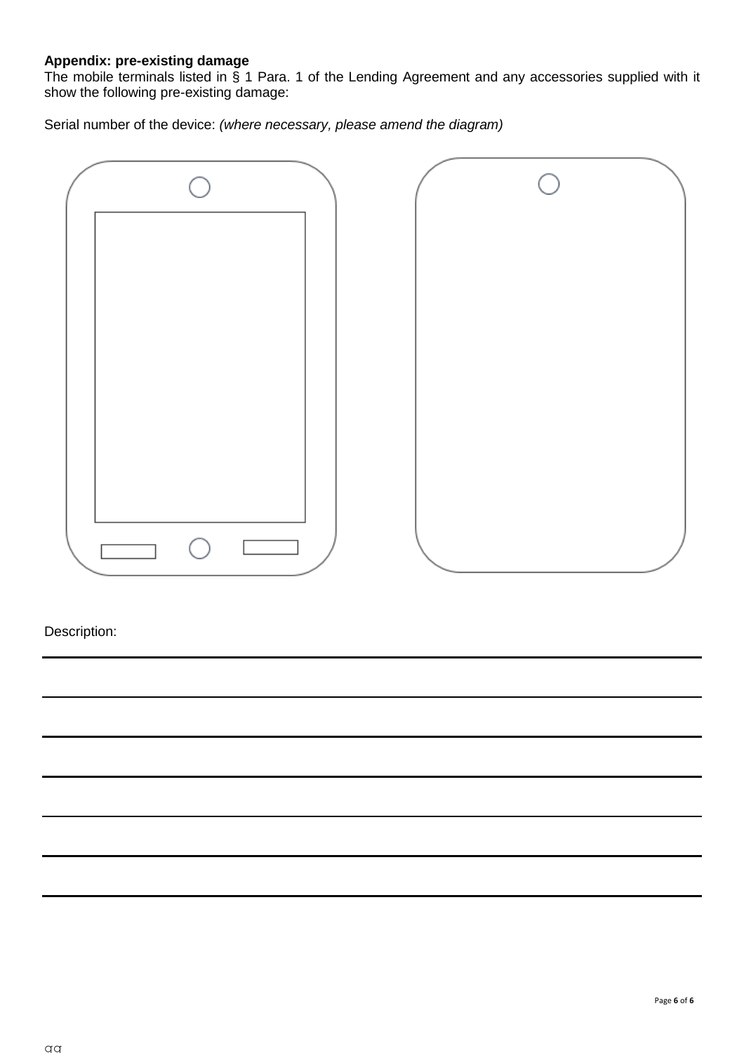**Appendix: pre-existing damage**

The mobile terminals listed in § 1 Para. 1 of the Lending Agreement and any accessories supplied with it show the following pre-existing damage:

Serial number of the device: *(where necessary, please amend the diagram)*

Description:

---

---

---

---

---

---

---